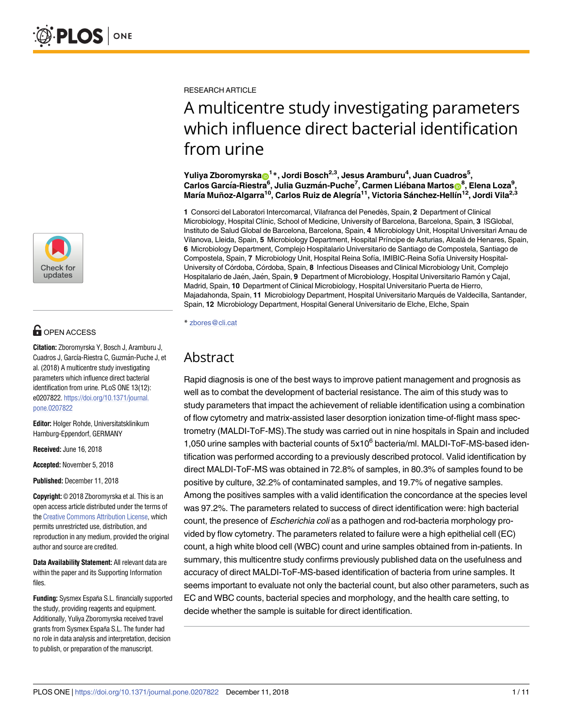RESEARCH ARTICLE

# A multicentre study investigating parameters which influence direct bacterial identification from urine

**Yuliya Zboromyrska[1]*, Jordi Bosch[2,3], Jesus Aramburu[4], Juan Cuadros[5], Carlos García-Riestra[6], Julia Guzmán-Puche[7], Carmen Liébana Martos[8], Elena Loza[9], María Muñoz-Algarra[10], Carlos Ruiz de Alegría[11], Victoria Sánchez-Hellín[12], Jordi Vila[2,3]**

**1** Consorci del Laboratori Intercomarcal, Vilafranca del Penedès, Spain, **2** Department of Clinical Microbiology, Hospital Clínic, School of Medicine, University of Barcelona, Barcelona, Spain, **3** ISGlobal, Instituto de Salud Global de Barcelona, Barcelona, Spain, **4** Microbiology Unit, Hospital Universitari Arnau de Vilanova, Lleida, Spain, **5** Microbiology Department, Hospital Príncipe de Asturias, Alcalá de Henares, Spain, **6** Microbiology Department, Complejo Hospitalario Universitario de Santiago de Compostela, Santiago de Compostela, Spain, **7** Microbiology Unit, Hospital Reina Sofía, IMIBIC-Reina Sofía University Hospital-University of Córdoba, Córdoba, Spain, **8** Infectious Diseases and Clinical Microbiology Unit, Complejo Hospitalario de Jaén, Jaén, Spain, **9** Department of Microbiology, Hospital Universitario Ramón y Cajal, Madrid, Spain, **10** Department of Clinical Microbiology, Hospital Universitario Puerta de Hierro, Majadahonda, Spain, **11** Microbiology Department, Hospital Universitario Marqués de Valdecilla, Santander, Spain, **12** Microbiology Department, Hospital General Universitario de Elche, Elche, Spain

* zbores@cli.cat

## Abstract

Rapid diagnosis is one of the best ways to improve patient management and prognosis as well as to combat the development of bacterial resistance. The aim of this study was to study parameters that impact the achievement of reliable identification using a combination of flow cytometry and matrix-assisted laser desorption ionization time-of-flight mass spectrometry (MALDI-ToF-MS).The study was carried out in nine hospitals in Spain and included 1,050 urine samples with bacterial counts of $5x10^6$ bacteria/ml. MALDI-ToF-MS-based identification was performed according to a previously described protocol. Valid identification by direct MALDI-ToF-MS was obtained in 72.8% of samples, in 80.3% of samples found to be positive by culture, 32.2% of contaminated samples, and 19.7% of negative samples. Among the positives samples with a valid identification the concordance at the species level was 97.2%. The parameters related to success of direct identification were: high bacterial count, the presence of *Escherichia coli* as a pathogen and rod-bacteria morphology provided by flow cytometry. The parameters related to failure were a high epithelial cell (EC) count, a high white blood cell (WBC) count and urine samples obtained from in-patients. In summary, this multicentre study confirms previously published data on the usefulness and accuracy of direct MALDI-ToF-MS-based identification of bacteria from urine samples. It seems important to evaluate not only the bacterial count, but also other parameters, such as EC and WBC counts, bacterial species and morphology, and the health care setting, to decide whether the sample is suitable for direct identification.

OPEN ACCESS

**Citation:** Zboromyrska Y, Bosch J, Aramburu J, Cuadros J, García-Riestra C, Guzmán-Puche J, et al. (2018) A multicentre study investigating parameters which influence direct bacterial identification from urine. PLoS ONE 13(12): e0207822. https://doi.org/10.1371/journal.pone.0207822

**Editor:** Holger Rohde, Universitatsklinikum Hamburg-Eppendorf, GERMANY

**Received:** June 16, 2018

**Accepted:** November 5, 2018

**Published:** December 11, 2018

**Copyright:** © 2018 Zboromyrska et al. This is an open access article distributed under the terms of the Creative Commons Attribution License, which permits unrestricted use, distribution, and reproduction in any medium, provided the original author and source are credited.

**Data Availability Statement:** All relevant data are within the paper and its Supporting Information files.

**Funding:** Sysmex España S.L. financially supported the study, providing reagents and equipment. Additionally, Yuliya Zboromyrska received travel grants from Sysmex España S.L. The funder had no role in data analysis and interpretation, decision to publish, or preparation of the manuscript.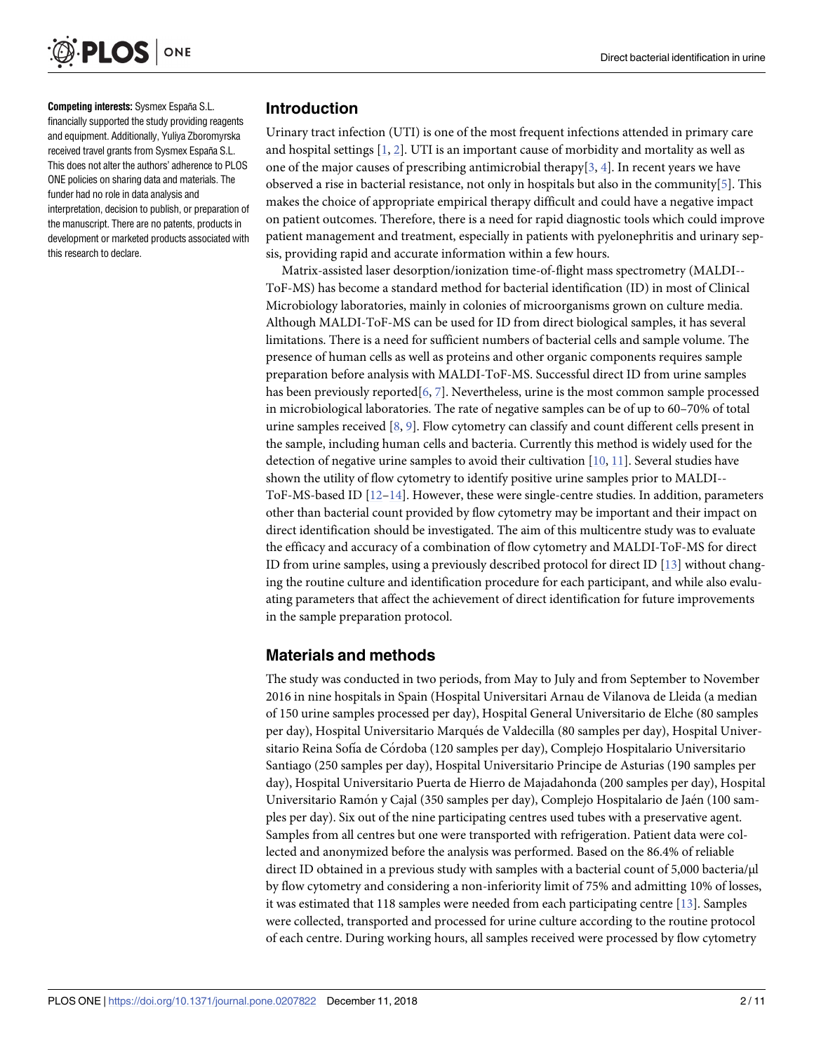**Competing interests:** Sysmex España S.L. financially supported the study providing reagents and equipment. Additionally, Yuliya Zboromyrska received travel grants from Sysmex España S.L. This does not alter the authors' adherence to PLOS ONE policies on sharing data and materials. The funder had no role in data analysis and interpretation, decision to publish, or preparation of the manuscript. There are no patents, products in development or marketed products associated with this research to declare.

## Introduction

Urinary tract infection (UTI) is one of the most frequent infections attended in primary care and hospital settings [1, 2]. UTI is an important cause of morbidity and mortality as well as one of the major causes of prescribing antimicrobial therapy[3, 4]. In recent years we have observed a rise in bacterial resistance, not only in hospitals but also in the community[5]. This makes the choice of appropriate empirical therapy difficult and could have a negative impact on patient outcomes. Therefore, there is a need for rapid diagnostic tools which could improve patient management and treatment, especially in patients with pyelonephritis and urinary sepsis, providing rapid and accurate information within a few hours.

Matrix-assisted laser desorption/ionization time-of-flight mass spectrometry (MALDI--ToF-MS) has become a standard method for bacterial identification (ID) in most of Clinical Microbiology laboratories, mainly in colonies of microorganisms grown on culture media. Although MALDI-ToF-MS can be used for ID from direct biological samples, it has several limitations. There is a need for sufficient numbers of bacterial cells and sample volume. The presence of human cells as well as proteins and other organic components requires sample preparation before analysis with MALDI-ToF-MS. Successful direct ID from urine samples has been previously reported[6, 7]. Nevertheless, urine is the most common sample processed in microbiological laboratories. The rate of negative samples can be of up to 60–70% of total urine samples received [8, 9]. Flow cytometry can classify and count different cells present in the sample, including human cells and bacteria. Currently this method is widely used for the detection of negative urine samples to avoid their cultivation [10, 11]. Several studies have shown the utility of flow cytometry to identify positive urine samples prior to MALDI--ToF-MS-based ID [12–14]. However, these were single-centre studies. In addition, parameters other than bacterial count provided by flow cytometry may be important and their impact on direct identification should be investigated. The aim of this multicentre study was to evaluate the efficacy and accuracy of a combination of flow cytometry and MALDI-ToF-MS for direct ID from urine samples, using a previously described protocol for direct ID [13] without changing the routine culture and identification procedure for each participant, and while also evaluating parameters that affect the achievement of direct identification for future improvements in the sample preparation protocol.

## Materials and methods

The study was conducted in two periods, from May to July and from September to November 2016 in nine hospitals in Spain (Hospital Universitari Arnau de Vilanova de Lleida (a median of 150 urine samples processed per day), Hospital General Universitario de Elche (80 samples per day), Hospital Universitario Marqués de Valdecilla (80 samples per day), Hospital Universitario Reina Sofía de Córdoba (120 samples per day), Complejo Hospitalario Universitario Santiago (250 samples per day), Hospital Universitario Principe de Asturias (190 samples per day), Hospital Universitario Puerta de Hierro de Majadahonda (200 samples per day), Hospital Universitario Ramón y Cajal (350 samples per day), Complejo Hospitalario de Jaén (100 samples per day). Six out of the nine participating centres used tubes with a preservative agent. Samples from all centres but one were transported with refrigeration. Patient data were collected and anonymized before the analysis was performed. Based on the 86.4% of reliable direct ID obtained in a previous study with samples with a bacterial count of 5,000 bacteria/μl by flow cytometry and considering a non-inferiority limit of 75% and admitting 10% of losses, it was estimated that 118 samples were needed from each participating centre [13]. Samples were collected, transported and processed for urine culture according to the routine protocol of each centre. During working hours, all samples received were processed by flow cytometry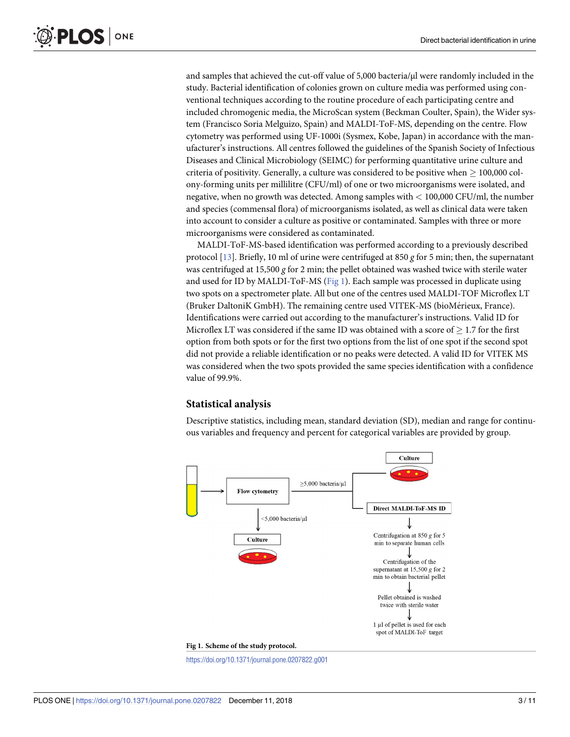and samples that achieved the cut-off value of 5,000 bacteria/μl were randomly included in the study. Bacterial identification of colonies grown on culture media was performed using conventional techniques according to the routine procedure of each participating centre and included chromogenic media, the MicroScan system (Beckman Coulter, Spain), the Wider system (Francisco Soria Melguizo, Spain) and MALDI-ToF-MS, depending on the centre. Flow cytometry was performed using UF-1000i (Sysmex, Kobe, Japan) in accordance with the manufacturer's instructions. All centres followed the guidelines of the Spanish Society of Infectious Diseases and Clinical Microbiology (SEIMC) for performing quantitative urine culture and criteria of positivity. Generally, a culture was considered to be positive when $\geq$ 100,000 colony-forming units per millilitre (CFU/ml) of one or two microorganisms were isolated, and negative, when no growth was detected. Among samples with $<$ 100,000 CFU/ml, the number and species (commensal flora) of microorganisms isolated, as well as clinical data were taken into account to consider a culture as positive or contaminated. Samples with three or more microorganisms were considered as contaminated.

MALDI-ToF-MS-based identification was performed according to a previously described protocol [13]. Briefly, 10 ml of urine were centrifuged at 850 *g* for 5 min; then, the supernatant was centrifuged at 15,500 *g* for 2 min; the pellet obtained was washed twice with sterile water and used for ID by MALDI-ToF-MS (Fig 1). Each sample was processed in duplicate using two spots on a spectrometer plate. All but one of the centres used MALDI-TOF Microflex LT (Bruker DaltoniK GmbH). The remaining centre used VITEK-MS (bioMérieux, France). Identifications were carried out according to the manufacturer's instructions. Valid ID for Microflex LT was considered if the same ID was obtained with a score of $\geq$ 1.7 for the first option from both spots or for the first two options from the list of one spot if the second spot did not provide a reliable identification or no peaks were detected. A valid ID for VITEK MS was considered when the two spots provided the same species identification with a confidence value of 99.9%.

## Statistical analysis

Descriptive statistics, including mean, standard deviation (SD), median and range for continuous variables and frequency and percent for categorical variables are provided by group.

**Fig 1. Scheme of the study protocol.**

https://doi.org/10.1371/journal.pone.0207822.g001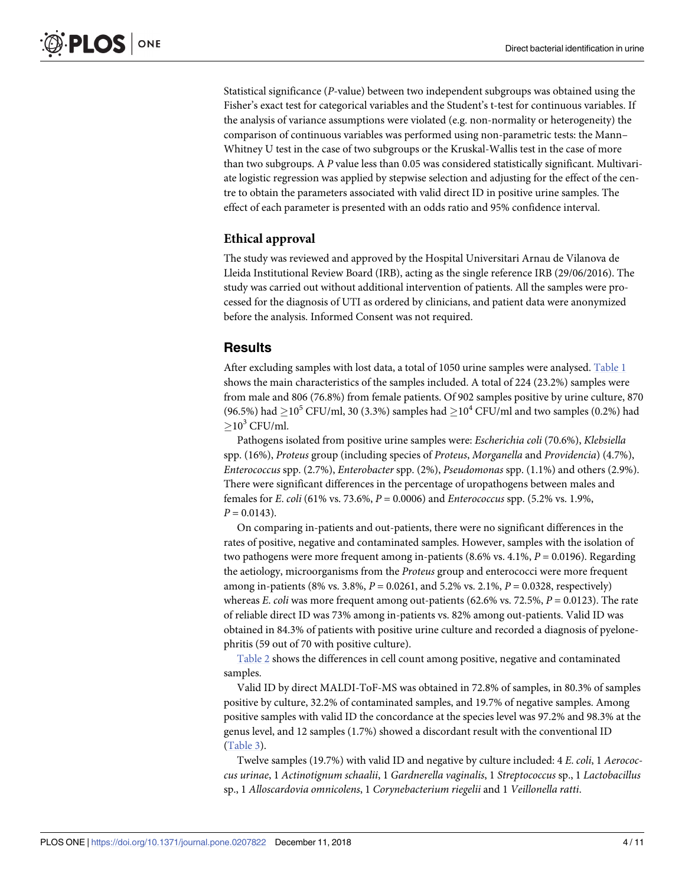Statistical significance (*P*-value) between two independent subgroups was obtained using the Fisher's exact test for categorical variables and the Student's t-test for continuous variables. If the analysis of variance assumptions were violated (e.g. non-normality or heterogeneity) the comparison of continuous variables was performed using non-parametric tests: the Mann–Whitney U test in the case of two subgroups or the Kruskal-Wallis test in the case of more than two subgroups. A *P* value less than 0.05 was considered statistically significant. Multivariate logistic regression was applied by stepwise selection and adjusting for the effect of the centre to obtain the parameters associated with valid direct ID in positive urine samples. The effect of each parameter is presented with an odds ratio and 95% confidence interval.

### Ethical approval

The study was reviewed and approved by the Hospital Universitari Arnau de Vilanova de Lleida Institutional Review Board (IRB), acting as the single reference IRB (29/06/2016). The study was carried out without additional intervention of patients. All the samples were processed for the diagnosis of UTI as ordered by clinicians, and patient data were anonymized before the analysis. Informed Consent was not required.

## Results

After excluding samples with lost data, a total of 1050 urine samples were analysed. Table 1 shows the main characteristics of the samples included. A total of 224 (23.2%) samples were from male and 806 (76.8%) from female patients. Of 902 samples positive by urine culture, 870 (96.5%) had $\geq 10^5$ CFU/ml, 30 (3.3%) samples had $\geq 10^4$ CFU/ml and two samples (0.2%) had $\geq 10^3$ CFU/ml.

Pathogens isolated from positive urine samples were: *Escherichia coli* (70.6%), *Klebsiella* spp. (16%), *Proteus* group (including species of *Proteus*, *Morganella* and *Providencia*) (4.7%), *Enterococcus* spp. (2.7%), *Enterobacter* spp. (2%), *Pseudomonas* spp. (1.1%) and others (2.9%). There were significant differences in the percentage of uropathogens between males and females for *E. coli* (61% vs. 73.6%, $P = 0.0006$) and *Enterococcus* spp. (5.2% vs. 1.9%, $P = 0.0143$).

On comparing in-patients and out-patients, there were no significant differences in the rates of positive, negative and contaminated samples. However, samples with the isolation of two pathogens were more frequent among in-patients (8.6% vs. 4.1%, $P = 0.0196$). Regarding the aetiology, microorganisms from the *Proteus* group and enterococci were more frequent among in-patients (8% vs. 3.8%, $P = 0.0261$, and 5.2% vs. 2.1%, $P = 0.0328$, respectively) whereas *E. coli* was more frequent among out-patients (62.6% vs. 72.5%, $P = 0.0123$). The rate of reliable direct ID was 73% among in-patients vs. 82% among out-patients. Valid ID was obtained in 84.3% of patients with positive urine culture and recorded a diagnosis of pyelonephritis (59 out of 70 with positive culture).

Table 2 shows the differences in cell count among positive, negative and contaminated samples.

Valid ID by direct MALDI-ToF-MS was obtained in 72.8% of samples, in 80.3% of samples positive by culture, 32.2% of contaminated samples, and 19.7% of negative samples. Among positive samples with valid ID the concordance at the species level was 97.2% and 98.3% at the genus level, and 12 samples (1.7%) showed a discordant result with the conventional ID (Table 3).

Twelve samples (19.7%) with valid ID and negative by culture included: 4 *E. coli*, 1 *Aerococcus urinae*, 1 *Actinotignum schaalii*, 1 *Gardnerella vaginalis*, 1 *Streptococcus* sp., 1 *Lactobacillus* sp., 1 *Alloscardovia omnicolens*, 1 *Corynebacterium riegelii* and 1 *Veillonella ratti*.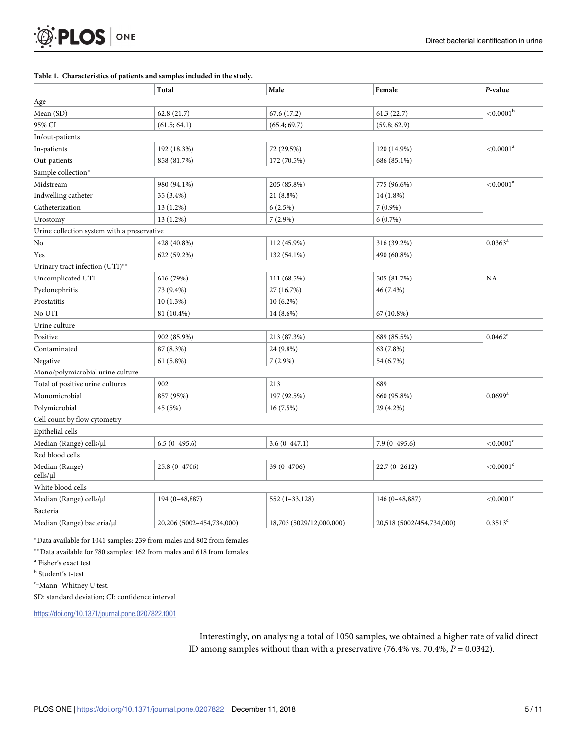**Table 1. Characteristics of patients and samples included in the study.**

| | Total | Male | Female | *P*-value |
|---|---|---|---|---|
| Age | | | | |
| Mean (SD) | 62.8 (21.7) | 67.6 (17.2) | 61.3 (22.7) | <0.0001[b] |
| 95% CI | (61.5; 64.1) | (65.4; 69.7) | (59.8; 62.9) | |
| In/out-patients | | | | |
| In-patients | 192 (18.3%) | 72 (29.5%) | 120 (14.9%) | <0.0001[a] |
| Out-patients | 858 (81.7%) | 172 (70.5%) | 686 (85.1%) | |
| Sample collection* | | | | |
| Midstream | 980 (94.1%) | 205 (85.8%) | 775 (96.6%) | <0.0001[a] |
| Indwelling catheter | 35 (3.4%) | 21 (8.8%) | 14 (1.8%) | |
| Catheterization | 13 (1.2%) | 6 (2.5%) | 7 (0.9%) | |
| Urostomy | 13 (1.2%) | 7 (2.9%) | 6 (0.7%) | |
| Urine collection system with a preservative | | | | |
| No | 428 (40.8%) | 112 (45.9%) | 316 (39.2%) | 0.0363[a] |
| Yes | 622 (59.2%) | 132 (54.1%) | 490 (60.8%) | |
| Urinary tract infection (UTI)** | | | | |
| Uncomplicated UTI | 616 (79%) | 111 (68.5%) | 505 (81.7%) | NA |
| Pyelonephritis | 73 (9.4%) | 27 (16.7%) | 46 (7.4%) | |
| Prostatitis | 10 (1.3%) | 10 (6.2%) | - | |
| No UTI | 81 (10.4%) | 14 (8.6%) | 67 (10.8%) | |
| Urine culture | | | | |
| Positive | 902 (85.9%) | 213 (87.3%) | 689 (85.5%) | 0.0462[a] |
| Contaminated | 87 (8.3%) | 24 (9.8%) | 63 (7.8%) | |
| Negative | 61 (5.8%) | 7 (2.9%) | 54 (6.7%) | |
| Mono/polymicrobial urine culture | | | | |
| Total of positive urine cultures | 902 | 213 | 689 | |
| Monomicrobial | 857 (95%) | 197 (92.5%) | 660 (95.8%) | 0.0699[a] |
| Polymicrobial | 45 (5%) | 16 (7.5%) | 29 (4.2%) | |
| Cell count by flow cytometry | | | | |
| Epithelial cells | | | | |
| Median (Range) cells/μl | 6.5 (0–495.6) | 3.6 (0–447.1) | 7.9 (0–495.6) | <0.0001[c] |
| Red blood cells | | | | |
| Median (Range) cells/μl | 25.8 (0–4706) | 39 (0–4706) | 22.7 (0–2612) | <0.0001[c] |
| White blood cells | | | | |
| Median (Range) cells/μl | 194 (0–48,887) | 552 (1–33,128) | 146 (0–48,887) | <0.0001[c] |
| Bacteria | | | | |
| Median (Range) bacteria/μl | 20,206 (5002–454,734,000) | 18,703 (5029/12,000,000) | 20,518 (5002/454,734,000) | 0.3513[c] |

*Data available for 1041 samples: 239 from males and 802 from females

**Data available for 780 samples: 162 from males and 618 from females

[a] Fisher's exact test

[b] Student's t-test

[c] Mann–Whitney U test.

SD: standard deviation; CI: confidence interval

https://doi.org/10.1371/journal.pone.0207822.t001

Interestingly, on analysing a total of 1050 samples, we obtained a higher rate of valid direct ID among samples without than with a preservative (76.4% vs. 70.4%, $P = 0.0342$).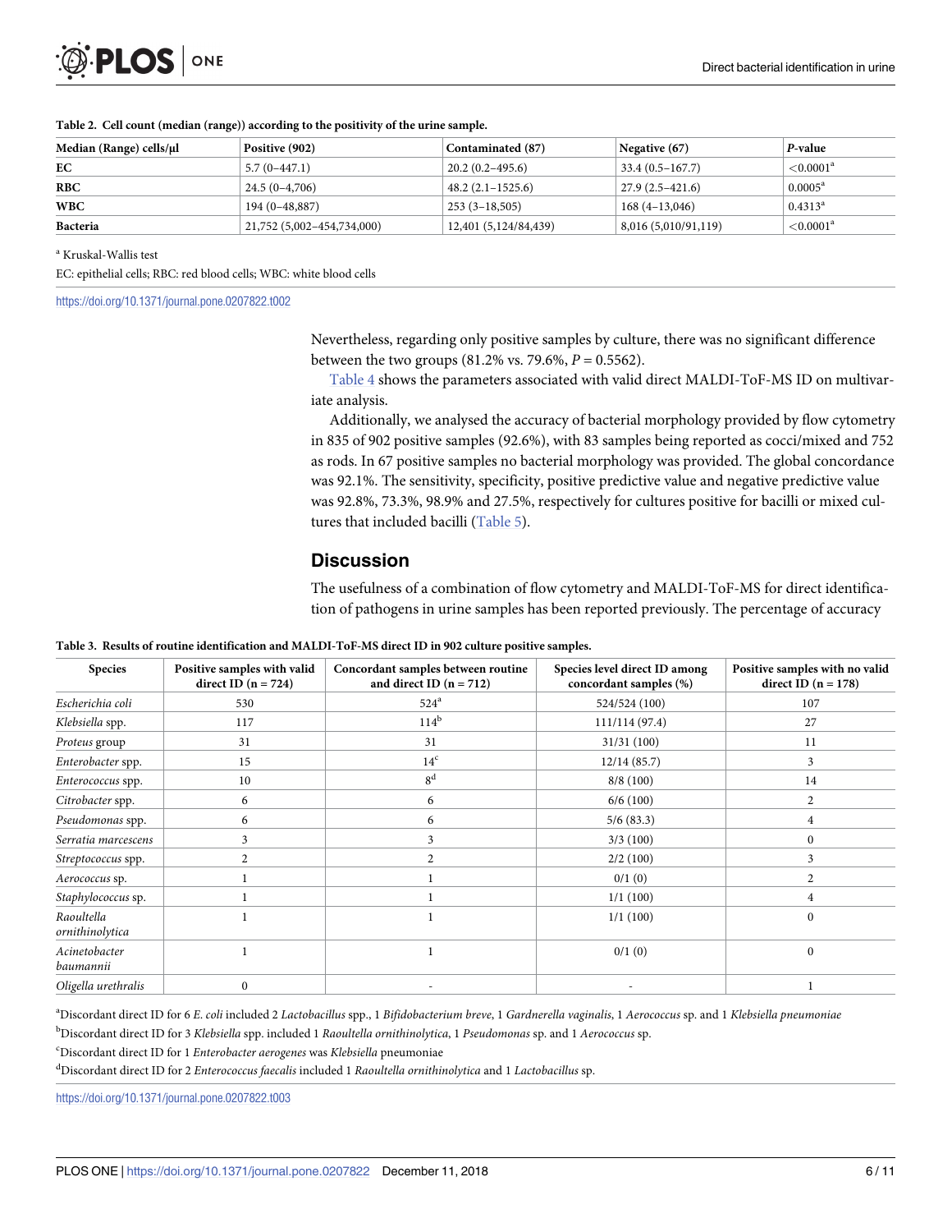**Table 2. Cell count (median (range)) according to the positivity of the urine sample.**

| Median (Range) cells/μl | Positive (902) | Contaminated (87) | Negative (67) | *P*-value |
|---|---|---|---|---|
| **EC** | 5.7 (0–447.1) | 20.2 (0.2–495.6) | 33.4 (0.5–167.7) | <0.0001[a] |
| **RBC** | 24.5 (0–4,706) | 48.2 (2.1–1525.6) | 27.9 (2.5–421.6) | 0.0005[a] |
| **WBC** | 194 (0–48,887) | 253 (3–18,505) | 168 (4–13,046) | 0.4313[a] |
| **Bacteria** | 21,752 (5,002–454,734,000) | 12,401 (5,124/84,439) | 8,016 (5,010/91,119) | <0.0001[a] |

[a] Kruskal-Wallis test

EC: epithelial cells; RBC: red blood cells; WBC: white blood cells

https://doi.org/10.1371/journal.pone.0207822.t002

Nevertheless, regarding only positive samples by culture, there was no significant difference between the two groups (81.2% vs. 79.6%, $P = 0.5562$).

Table 4 shows the parameters associated with valid direct MALDI-ToF-MS ID on multivariate analysis.

Additionally, we analysed the accuracy of bacterial morphology provided by flow cytometry in 835 of 902 positive samples (92.6%), with 83 samples being reported as cocci/mixed and 752 as rods. In 67 positive samples no bacterial morphology was provided. The global concordance was 92.1%. The sensitivity, specificity, positive predictive value and negative predictive value was 92.8%, 73.3%, 98.9% and 27.5%, respectively for cultures positive for bacilli or mixed cultures that included bacilli (Table 5).

## Discussion

The usefulness of a combination of flow cytometry and MALDI-ToF-MS for direct identification of pathogens in urine samples has been reported previously. The percentage of accuracy

**Table 3. Results of routine identification and MALDI-ToF-MS direct ID in 902 culture positive samples.**

| Species | Positive samples with valid direct ID (n = 724) | Concordant samples between routine and direct ID (n = 712) | Species level direct ID among concordant samples (%) | Positive samples with no valid direct ID (n = 178) |
|---|---|---|---|---|
| *Escherichia coli* | 530 | 524[a] | 524/524 (100) | 107 |
| *Klebsiella* spp. | 117 | 114[b] | 111/114 (97.4) | 27 |
| *Proteus* group | 31 | 31 | 31/31 (100) | 11 |
| *Enterobacter* spp. | 15 | 14[c] | 12/14 (85.7) | 3 |
| *Enterococcus* spp. | 10 | 8[d] | 8/8 (100) | 14 |
| *Citrobacter* spp. | 6 | 6 | 6/6 (100) | 2 |
| *Pseudomonas* spp. | 6 | 6 | 5/6 (83.3) | 4 |
| *Serratia marcescens* | 3 | 3 | 3/3 (100) | 0 |
| *Streptococcus* spp. | 2 | 2 | 2/2 (100) | 3 |
| *Aerococcus* sp. | 1 | 1 | 0/1 (0) | 2 |
| *Staphylococcus* sp. | 1 | 1 | 1/1 (100) | 4 |
| *Raoultella ornithinolytica* | 1 | 1 | 1/1 (100) | 0 |
| *Acinetobacter baumannii* | 1 | 1 | 0/1 (0) | 0 |
| *Oligella urethralis* | 0 | - | - | 1 |

[a]Discordant direct ID for 6 *E. coli* included 2 *Lactobacillus* spp., 1 *Bifidobacterium breve*, 1 *Gardnerella vaginalis*, 1 *Aerococcus* sp. and 1 *Klebsiella pneumoniae*

[b]Discordant direct ID for 3 *Klebsiella* spp. included 1 *Raoultella ornithinolytica*, 1 *Pseudomonas* sp. and 1 *Aerococcus* sp.

[c]Discordant direct ID for 1 *Enterobacter aerogenes* was *Klebsiella* pneumoniae

[d]Discordant direct ID for 2 *Enterococcus faecalis* included 1 *Raoultella ornithinolytica* and 1 *Lactobacillus* sp.

https://doi.org/10.1371/journal.pone.0207822.t003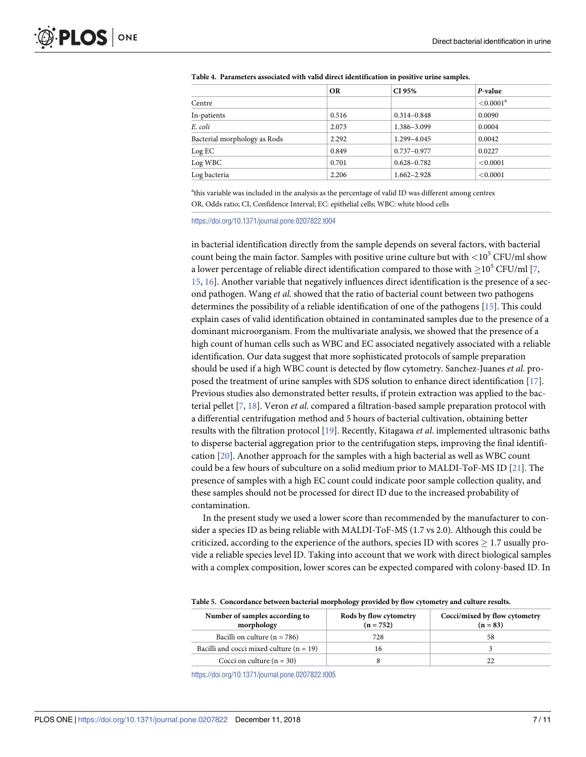**Table 4. Parameters associated with valid direct identification in positive urine samples.**

| | OR | CI 95% | *P*-value |
|---|---|---|---|
| Centre | | | <0.0001[a] |
| In-patients | 0.516 | 0.314–0.848 | 0.0090 |
| *E. coli* | 2.073 | 1.386–3.099 | 0.0004 |
| Bacterial morphology as Rods | 2.292 | 1.299–4.045 | 0.0042 |
| Log EC | 0.849 | 0.737–0.977 | 0.0227 |
| Log WBC | 0.701 | 0.628–0.782 | <0.0001 |
| Log bacteria | 2.206 | 1.662–2.928 | <0.0001 |

[a]this variable was included in the analysis as the percentage of valid ID was different among centres

OR, Odds ratio; CI, Confidence Interval; EC: epithelial cells; WBC: white blood cells

https://doi.org/10.1371/journal.pone.0207822.t004

in bacterial identification directly from the sample depends on several factors, with bacterial count being the main factor. Samples with positive urine culture but with $<10^5$ CFU/ml show a lower percentage of reliable direct identification compared to those with $\geq 10^5$ CFU/ml [7, 15, 16]. Another variable that negatively influences direct identification is the presence of a second pathogen. Wang *et al.* showed that the ratio of bacterial count between two pathogens determines the possibility of a reliable identification of one of the pathogens [15]. This could explain cases of valid identification obtained in contaminated samples due to the presence of a dominant microorganism. From the multivariate analysis, we showed that the presence of a high count of human cells such as WBC and EC associated negatively associated with a reliable identification. Our data suggest that more sophisticated protocols of sample preparation should be used if a high WBC count is detected by flow cytometry. Sanchez-Juanes *et al.* proposed the treatment of urine samples with SDS solution to enhance direct identification [17]. Previous studies also demonstrated better results, if protein extraction was applied to the bacterial pellet [7, 18]. Veron *et al.* compared a filtration-based sample preparation protocol with a differential centrifugation method and 5 hours of bacterial cultivation, obtaining better results with the filtration protocol [19]. Recently, Kitagawa *et al.* implemented ultrasonic baths to disperse bacterial aggregation prior to the centrifugation steps, improving the final identification [20]. Another approach for the samples with a high bacterial as well as WBC count could be a few hours of subculture on a solid medium prior to MALDI-ToF-MS ID [21]. The presence of samples with a high EC count could indicate poor sample collection quality, and these samples should not be processed for direct ID due to the increased probability of contamination.

In the present study we used a lower score than recommended by the manufacturer to consider a species ID as being reliable with MALDI-ToF-MS (1.7 vs 2.0). Although this could be criticized, according to the experience of the authors, species ID with scores $\geq$ 1.7 usually provide a reliable species level ID. Taking into account that we work with direct biological samples with a complex composition, lower scores can be expected compared with colony-based ID. In

**Table 5. Concordance between bacterial morphology provided by flow cytometry and culture results.**

| Number of samples according to morphology | Rods by flow cytometry (n = 752) | Cocci/mixed by flow cytometry (n = 83) |
|---|---|---|
| Bacilli on culture (n = 786) | 728 | 58 |
| Bacilli and cocci mixed culture (n = 19) | 16 | 3 |
| Cocci on culture (n = 30) | 8 | 22 |

https://doi.org/10.1371/journal.pone.0207822.t005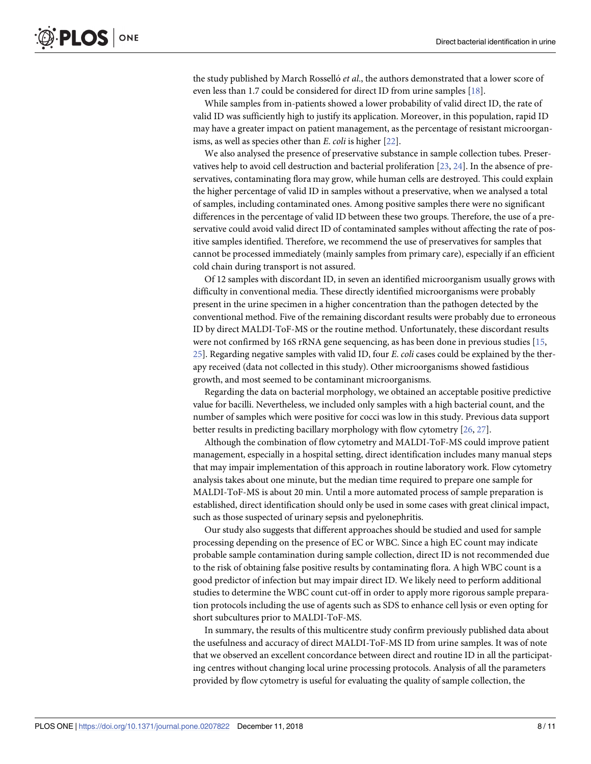the study published by March Rosselló *et al*., the authors demonstrated that a lower score of even less than 1.7 could be considered for direct ID from urine samples [18].

While samples from in-patients showed a lower probability of valid direct ID, the rate of valid ID was sufficiently high to justify its application. Moreover, in this population, rapid ID may have a greater impact on patient management, as the percentage of resistant microorganisms, as well as species other than *E*. *coli* is higher [22].

We also analysed the presence of preservative substance in sample collection tubes. Preservatives help to avoid cell destruction and bacterial proliferation [23, 24]. In the absence of preservatives, contaminating flora may grow, while human cells are destroyed. This could explain the higher percentage of valid ID in samples without a preservative, when we analysed a total of samples, including contaminated ones. Among positive samples there were no significant differences in the percentage of valid ID between these two groups. Therefore, the use of a preservative could avoid valid direct ID of contaminated samples without affecting the rate of positive samples identified. Therefore, we recommend the use of preservatives for samples that cannot be processed immediately (mainly samples from primary care), especially if an efficient cold chain during transport is not assured.

Of 12 samples with discordant ID, in seven an identified microorganism usually grows with difficulty in conventional media. These directly identified microorganisms were probably present in the urine specimen in a higher concentration than the pathogen detected by the conventional method. Five of the remaining discordant results were probably due to erroneous ID by direct MALDI-ToF-MS or the routine method. Unfortunately, these discordant results were not confirmed by 16S rRNA gene sequencing, as has been done in previous studies [15, 25]. Regarding negative samples with valid ID, four *E*. *coli* cases could be explained by the therapy received (data not collected in this study). Other microorganisms showed fastidious growth, and most seemed to be contaminant microorganisms.

Regarding the data on bacterial morphology, we obtained an acceptable positive predictive value for bacilli. Nevertheless, we included only samples with a high bacterial count, and the number of samples which were positive for cocci was low in this study. Previous data support better results in predicting bacillary morphology with flow cytometry [26, 27].

Although the combination of flow cytometry and MALDI-ToF-MS could improve patient management, especially in a hospital setting, direct identification includes many manual steps that may impair implementation of this approach in routine laboratory work. Flow cytometry analysis takes about one minute, but the median time required to prepare one sample for MALDI-ToF-MS is about 20 min. Until a more automated process of sample preparation is established, direct identification should only be used in some cases with great clinical impact, such as those suspected of urinary sepsis and pyelonephritis.

Our study also suggests that different approaches should be studied and used for sample processing depending on the presence of EC or WBC. Since a high EC count may indicate probable sample contamination during sample collection, direct ID is not recommended due to the risk of obtaining false positive results by contaminating flora. A high WBC count is a good predictor of infection but may impair direct ID. We likely need to perform additional studies to determine the WBC count cut-off in order to apply more rigorous sample preparation protocols including the use of agents such as SDS to enhance cell lysis or even opting for short subcultures prior to MALDI-ToF-MS.

In summary, the results of this multicentre study confirm previously published data about the usefulness and accuracy of direct MALDI-ToF-MS ID from urine samples. It was of note that we observed an excellent concordance between direct and routine ID in all the participating centres without changing local urine processing protocols. Analysis of all the parameters provided by flow cytometry is useful for evaluating the quality of sample collection, the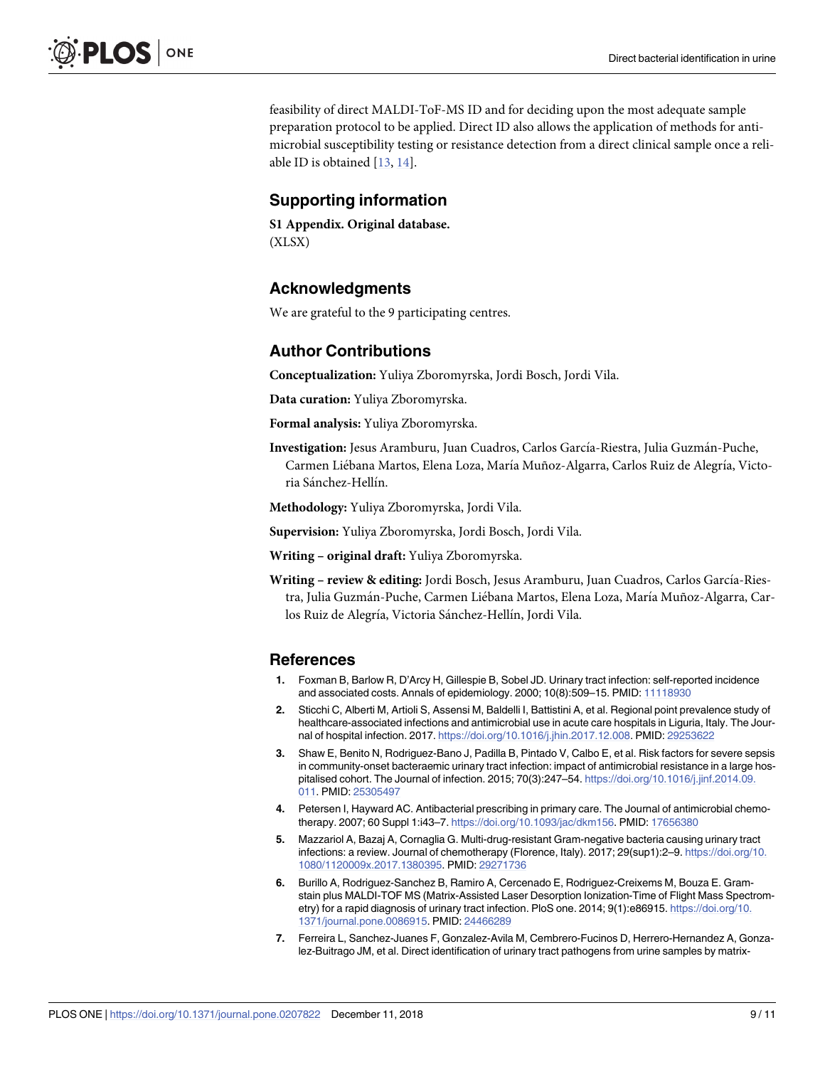feasibility of direct MALDI-ToF-MS ID and for deciding upon the most adequate sample preparation protocol to be applied. Direct ID also allows the application of methods for antimicrobial susceptibility testing or resistance detection from a direct clinical sample once a reliable ID is obtained [13, 14].

## Supporting information

**S1 Appendix. Original database.**
(XLSX)

## Acknowledgments

We are grateful to the 9 participating centres.

## Author Contributions

**Conceptualization:** Yuliya Zboromyrska, Jordi Bosch, Jordi Vila.

**Data curation:** Yuliya Zboromyrska.

**Formal analysis:** Yuliya Zboromyrska.

**Investigation:** Jesus Aramburu, Juan Cuadros, Carlos García-Riestra, Julia Guzmán-Puche, Carmen Liébana Martos, Elena Loza, María Muñoz-Algarra, Carlos Ruiz de Alegría, Victoria Sánchez-Hellín.

**Methodology:** Yuliya Zboromyrska, Jordi Vila.

**Supervision:** Yuliya Zboromyrska, Jordi Bosch, Jordi Vila.

**Writing – original draft:** Yuliya Zboromyrska.

**Writing – review & editing:** Jordi Bosch, Jesus Aramburu, Juan Cuadros, Carlos García-Riestra, Julia Guzmán-Puche, Carmen Liébana Martos, Elena Loza, María Muñoz-Algarra, Carlos Ruiz de Alegría, Victoria Sánchez-Hellín, Jordi Vila.

## References

1. Foxman B, Barlow R, D'Arcy H, Gillespie B, Sobel JD. Urinary tract infection: self-reported incidence and associated costs. Annals of epidemiology. 2000; 10(8):509–15. PMID: 11118930
2. Sticchi C, Alberti M, Artioli S, Assensi M, Baldelli I, Battistini A, et al. Regional point prevalence study of healthcare-associated infections and antimicrobial use in acute care hospitals in Liguria, Italy. The Journal of hospital infection. 2017. https://doi.org/10.1016/j.jhin.2017.12.008. PMID: 29253622
3. Shaw E, Benito N, Rodriguez-Bano J, Padilla B, Pintado V, Calbo E, et al. Risk factors for severe sepsis in community-onset bacteraemic urinary tract infection: impact of antimicrobial resistance in a large hospitalised cohort. The Journal of infection. 2015; 70(3):247–54. https://doi.org/10.1016/j.jinf.2014.09.011. PMID: 25305497
4. Petersen I, Hayward AC. Antibacterial prescribing in primary care. The Journal of antimicrobial chemotherapy. 2007; 60 Suppl 1:i43–7. https://doi.org/10.1093/jac/dkm156. PMID: 17656380
5. Mazzariol A, Bazaj A, Cornaglia G. Multi-drug-resistant Gram-negative bacteria causing urinary tract infections: a review. Journal of chemotherapy (Florence, Italy). 2017; 29(sup1):2–9. https://doi.org/10.1080/1120009x.2017.1380395. PMID: 29271736
6. Burillo A, Rodriguez-Sanchez B, Ramiro A, Cercenado E, Rodriguez-Creixems M, Bouza E. Gram-stain plus MALDI-TOF MS (Matrix-Assisted Laser Desorption Ionization-Time of Flight Mass Spectrometry) for a rapid diagnosis of urinary tract infection. PloS one. 2014; 9(1):e86915. https://doi.org/10.1371/journal.pone.0086915. PMID: 24466289
7. Ferreira L, Sanchez-Juanes F, Gonzalez-Avila M, Cembrero-Fucinos D, Herrero-Hernandez A, Gonzalez-Buitrago JM, et al. Direct identification of urinary tract pathogens from urine samples by matrix-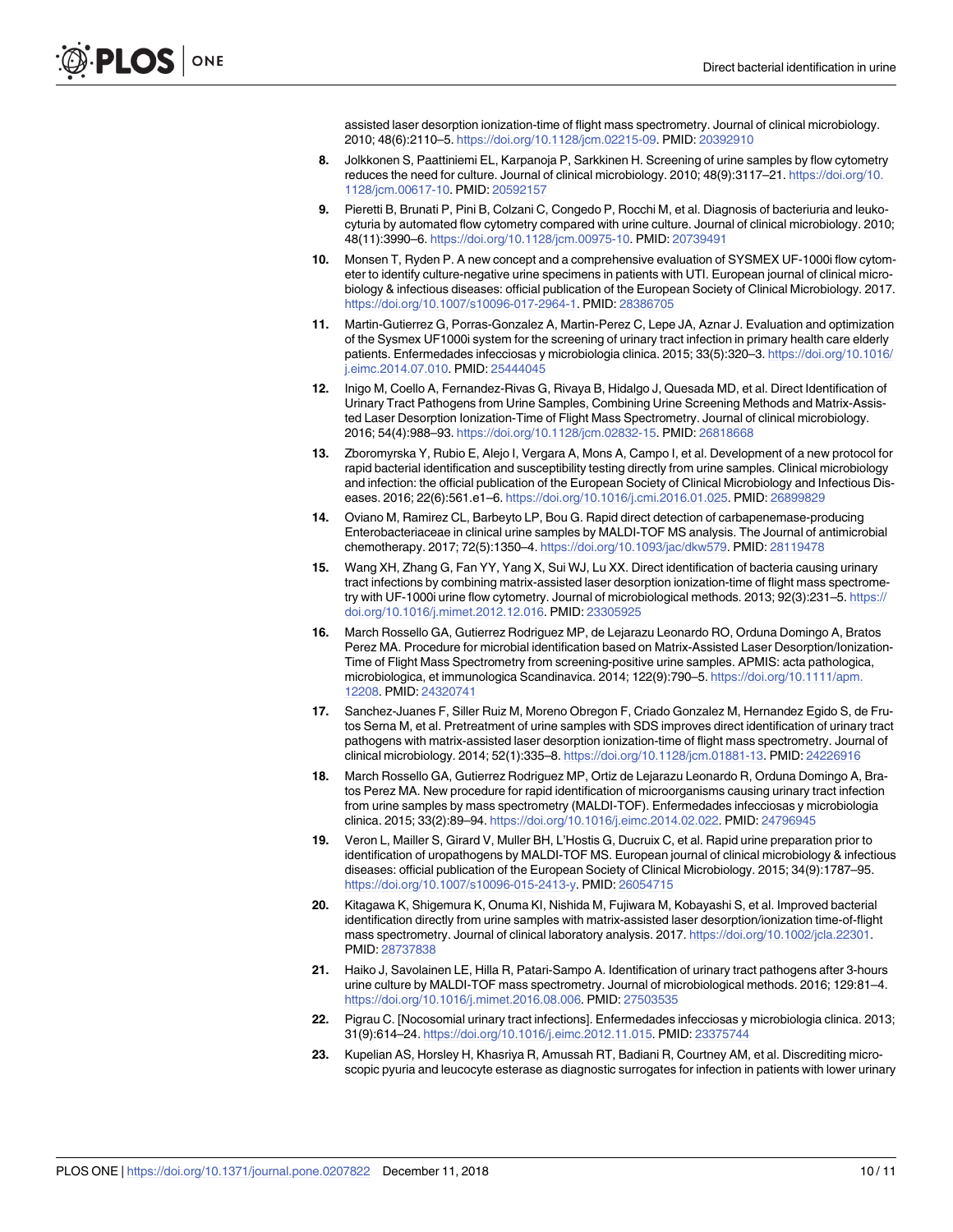assisted laser desorption ionization-time of flight mass spectrometry. Journal of clinical microbiology. 2010; 48(6):2110–5. https://doi.org/10.1128/jcm.02215-09. PMID: 20392910

8. Jolkkonen S, Paattiniemi EL, Karpanoja P, Sarkkinen H. Screening of urine samples by flow cytometry reduces the need for culture. Journal of clinical microbiology. 2010; 48(9):3117–21. https://doi.org/10.1128/jcm.00617-10. PMID: 20592157

9. Pieretti B, Brunati P, Pini B, Colzani C, Congedo P, Rocchi M, et al. Diagnosis of bacteriuria and leukocyturia by automated flow cytometry compared with urine culture. Journal of clinical microbiology. 2010; 48(11):3990–6. https://doi.org/10.1128/jcm.00975-10. PMID: 20739491

10. Monsen T, Ryden P. A new concept and a comprehensive evaluation of SYSMEX UF-1000i flow cytometer to identify culture-negative urine specimens in patients with UTI. European journal of clinical microbiology & infectious diseases: official publication of the European Society of Clinical Microbiology. 2017. https://doi.org/10.1007/s10096-017-2964-1. PMID: 28386705

11. Martin-Gutierrez G, Porras-Gonzalez A, Martin-Perez C, Lepe JA, Aznar J. Evaluation and optimization of the Sysmex UF1000i system for the screening of urinary tract infection in primary health care elderly patients. Enfermedades infecciosas y microbiologia clinica. 2015; 33(5):320–3. https://doi.org/10.1016/j.eimc.2014.07.010. PMID: 25444045

12. Inigo M, Coello A, Fernandez-Rivas G, Rivaya B, Hidalgo J, Quesada MD, et al. Direct Identification of Urinary Tract Pathogens from Urine Samples, Combining Urine Screening Methods and Matrix-Assisted Laser Desorption Ionization-Time of Flight Mass Spectrometry. Journal of clinical microbiology. 2016; 54(4):988–93. https://doi.org/10.1128/jcm.02832-15. PMID: 26818668

13. Zboromyrska Y, Rubio E, Alejo I, Vergara A, Mons A, Campo I, et al. Development of a new protocol for rapid bacterial identification and susceptibility testing directly from urine samples. Clinical microbiology and infection: the official publication of the European Society of Clinical Microbiology and Infectious Diseases. 2016; 22(6):561.e1–6. https://doi.org/10.1016/j.cmi.2016.01.025. PMID: 26899829

14. Oviano M, Ramirez CL, Barbeyto LP, Bou G. Rapid direct detection of carbapenemase-producing Enterobacteriaceae in clinical urine samples by MALDI-TOF MS analysis. The Journal of antimicrobial chemotherapy. 2017; 72(5):1350–4. https://doi.org/10.1093/jac/dkw579. PMID: 28119478

15. Wang XH, Zhang G, Fan YY, Yang X, Sui WJ, Lu XX. Direct identification of bacteria causing urinary tract infections by combining matrix-assisted laser desorption ionization-time of flight mass spectrometry with UF-1000i urine flow cytometry. Journal of microbiological methods. 2013; 92(3):231–5. https://doi.org/10.1016/j.mimet.2012.12.016. PMID: 23305925

16. March Rossello GA, Gutierrez Rodriguez MP, de Lejarazu Leonardo RO, Orduna Domingo A, Bratos Perez MA. Procedure for microbial identification based on Matrix-Assisted Laser Desorption/Ionization-Time of Flight Mass Spectrometry from screening-positive urine samples. APMIS: acta pathologica, microbiologica, et immunologica Scandinavica. 2014; 122(9):790–5. https://doi.org/10.1111/apm.12208. PMID: 24320741

17. Sanchez-Juanes F, Siller Ruiz M, Moreno Obregon F, Criado Gonzalez M, Hernandez Egido S, de Frutos Serna M, et al. Pretreatment of urine samples with SDS improves direct identification of urinary tract pathogens with matrix-assisted laser desorption ionization-time of flight mass spectrometry. Journal of clinical microbiology. 2014; 52(1):335–8. https://doi.org/10.1128/jcm.01881-13. PMID: 24226916

18. March Rossello GA, Gutierrez Rodriguez MP, Ortiz de Lejarazu Leonardo R, Orduna Domingo A, Bratos Perez MA. New procedure for rapid identification of microorganisms causing urinary tract infection from urine samples by mass spectrometry (MALDI-TOF). Enfermedades infecciosas y microbiologia clinica. 2015; 33(2):89–94. https://doi.org/10.1016/j.eimc.2014.02.022. PMID: 24796945

19. Veron L, Mailler S, Girard V, Muller BH, L'Hostis G, Ducruix C, et al. Rapid urine preparation prior to identification of uropathogens by MALDI-TOF MS. European journal of clinical microbiology & infectious diseases: official publication of the European Society of Clinical Microbiology. 2015; 34(9):1787–95. https://doi.org/10.1007/s10096-015-2413-y. PMID: 26054715

20. Kitagawa K, Shigemura K, Onuma KI, Nishida M, Fujiwara M, Kobayashi S, et al. Improved bacterial identification directly from urine samples with matrix-assisted laser desorption/ionization time-of-flight mass spectrometry. Journal of clinical laboratory analysis. 2017. https://doi.org/10.1002/jcla.22301. PMID: 28737838

21. Haiko J, Savolainen LE, Hilla R, Patari-Sampo A. Identification of urinary tract pathogens after 3-hours urine culture by MALDI-TOF mass spectrometry. Journal of microbiological methods. 2016; 129:81–4. https://doi.org/10.1016/j.mimet.2016.08.006. PMID: 27503535

22. Pigrau C. [Nocosomial urinary tract infections]. Enfermedades infecciosas y microbiologia clinica. 2013; 31(9):614–24. https://doi.org/10.1016/j.eimc.2012.11.015. PMID: 23375744

23. Kupelian AS, Horsley H, Khasriya R, Amussah RT, Badiani R, Courtney AM, et al. Discrediting microscopic pyuria and leucocyte esterase as diagnostic surrogates for infection in patients with lower urinary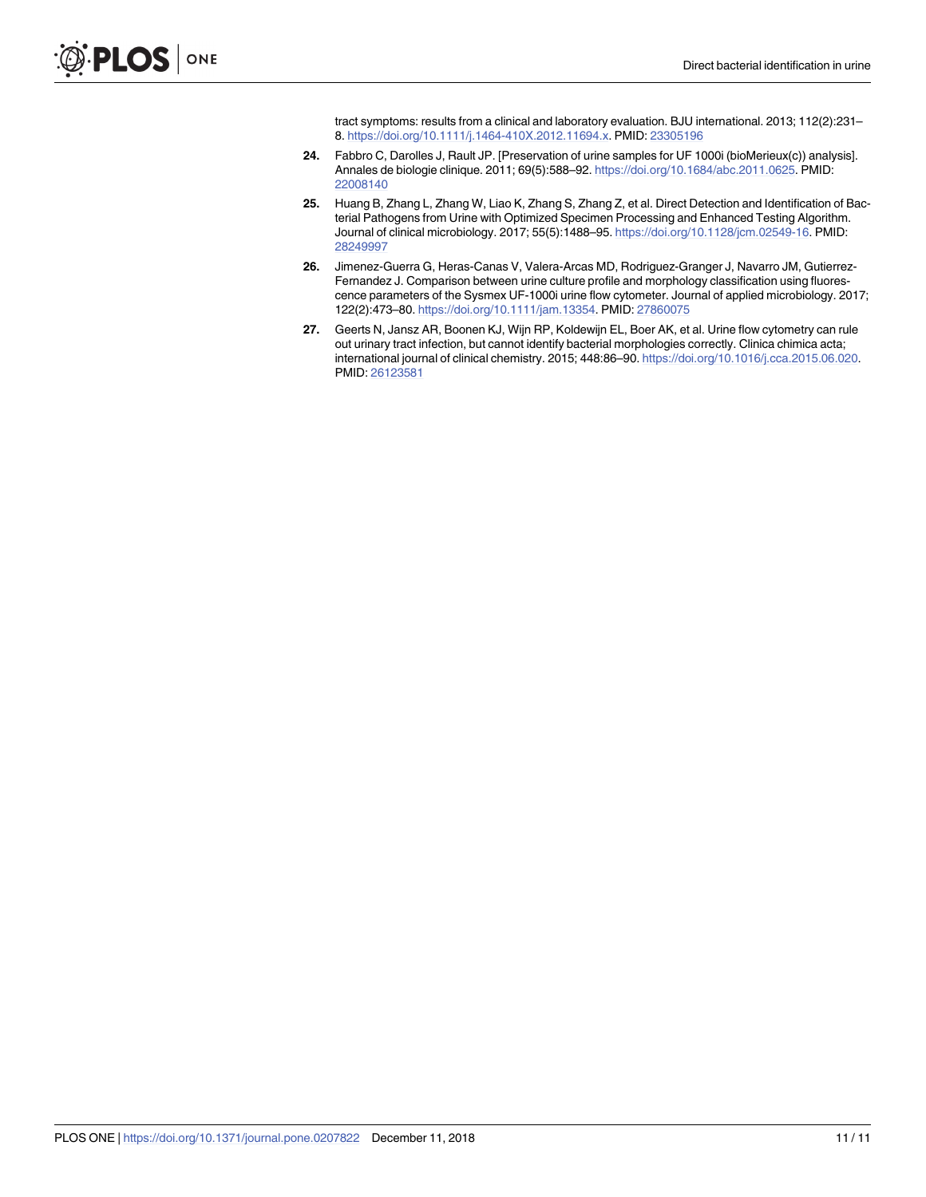tract symptoms: results from a clinical and laboratory evaluation. BJU international. 2013; 112(2):231–8. https://doi.org/10.1111/j.1464-410X.2012.11694.x. PMID: 23305196

24. Fabbro C, Darolles J, Rault JP. [Preservation of urine samples for UF 1000i (bioMerieux(c)) analysis]. Annales de biologie clinique. 2011; 69(5):588–92. https://doi.org/10.1684/abc.2011.0625. PMID: 22008140

25. Huang B, Zhang L, Zhang W, Liao K, Zhang S, Zhang Z, et al. Direct Detection and Identification of Bacterial Pathogens from Urine with Optimized Specimen Processing and Enhanced Testing Algorithm. Journal of clinical microbiology. 2017; 55(5):1488–95. https://doi.org/10.1128/jcm.02549-16. PMID: 28249997

26. Jimenez-Guerra G, Heras-Canas V, Valera-Arcas MD, Rodriguez-Granger J, Navarro JM, Gutierrez-Fernandez J. Comparison between urine culture profile and morphology classification using fluorescence parameters of the Sysmex UF-1000i urine flow cytometer. Journal of applied microbiology. 2017; 122(2):473–80. https://doi.org/10.1111/jam.13354. PMID: 27860075

27. Geerts N, Jansz AR, Boonen KJ, Wijn RP, Koldewijn EL, Boer AK, et al. Urine flow cytometry can rule out urinary tract infection, but cannot identify bacterial morphologies correctly. Clinica chimica acta; international journal of clinical chemistry. 2015; 448:86–90. https://doi.org/10.1016/j.cca.2015.06.020. PMID: 26123581